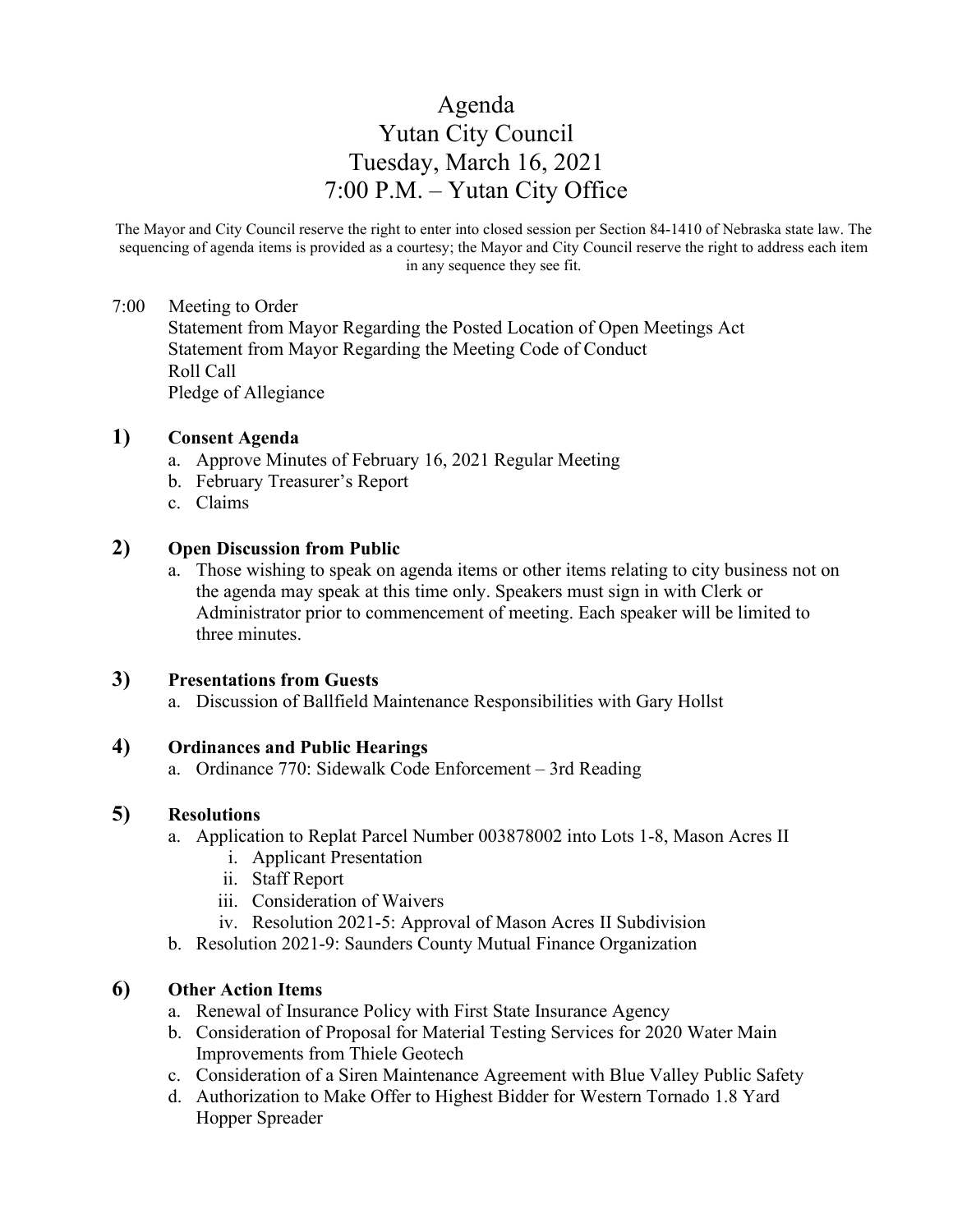# Agenda
# Yutan City Council
# Tuesday, March 16, 2021
# 7:00 P.M. – Yutan City Office

The Mayor and City Council reserve the right to enter into closed session per Section 84-1410 of Nebraska state law. The sequencing of agenda items is provided as a courtesy; the Mayor and City Council reserve the right to address each item in any sequence they see fit.

7:00 Meeting to Order
Statement from Mayor Regarding the Posted Location of Open Meetings Act
Statement from Mayor Regarding the Meeting Code of Conduct
Roll Call
Pledge of Allegiance

## 1) Consent Agenda

a. Approve Minutes of February 16, 2021 Regular Meeting
b. February Treasurer's Report
c. Claims

## 2) Open Discussion from Public

a. Those wishing to speak on agenda items or other items relating to city business not on the agenda may speak at this time only. Speakers must sign in with Clerk or Administrator prior to commencement of meeting. Each speaker will be limited to three minutes.

## 3) Presentations from Guests

a. Discussion of Ballfield Maintenance Responsibilities with Gary Hollst

## 4) Ordinances and Public Hearings

a. Ordinance 770: Sidewalk Code Enforcement – 3rd Reading

## 5) Resolutions

a. Application to Replat Parcel Number 003878002 into Lots 1-8, Mason Acres II
   i. Applicant Presentation
   ii. Staff Report
   iii. Consideration of Waivers
   iv. Resolution 2021-5: Approval of Mason Acres II Subdivision
b. Resolution 2021-9: Saunders County Mutual Finance Organization

## 6) Other Action Items

a. Renewal of Insurance Policy with First State Insurance Agency
b. Consideration of Proposal for Material Testing Services for 2020 Water Main Improvements from Thiele Geotech
c. Consideration of a Siren Maintenance Agreement with Blue Valley Public Safety
d. Authorization to Make Offer to Highest Bidder for Western Tornado 1.8 Yard Hopper Spreader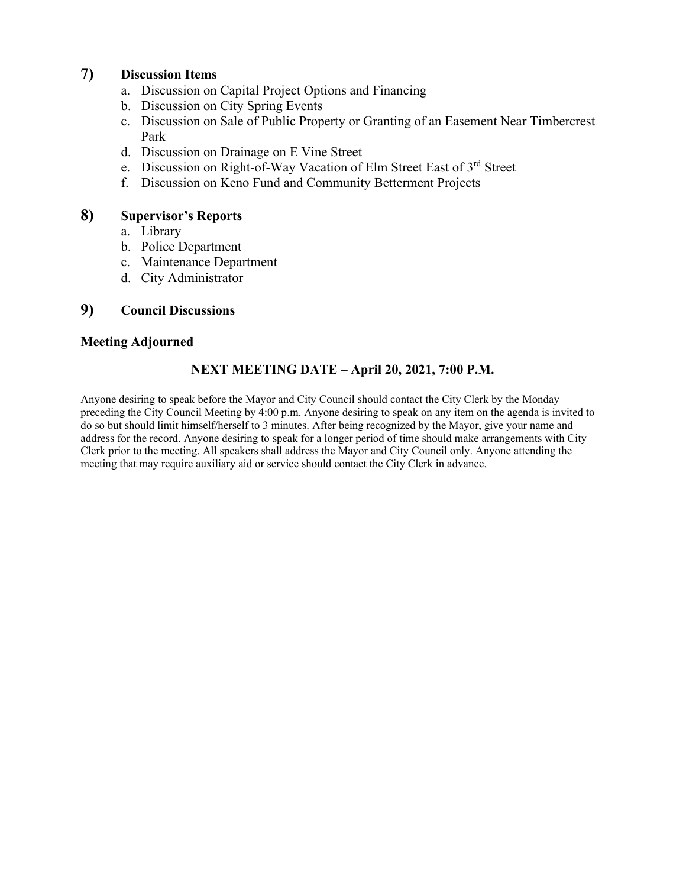## 7) Discussion Items

a. Discussion on Capital Project Options and Financing
b. Discussion on City Spring Events
c. Discussion on Sale of Public Property or Granting of an Easement Near Timbercrest Park
d. Discussion on Drainage on E Vine Street
e. Discussion on Right-of-Way Vacation of Elm Street East of 3rd Street
f. Discussion on Keno Fund and Community Betterment Projects

## 8) Supervisor's Reports

a. Library
b. Police Department
c. Maintenance Department
d. City Administrator

## 9) Council Discussions

**Meeting Adjourned**

**NEXT MEETING DATE – April 20, 2021, 7:00 P.M.**

Anyone desiring to speak before the Mayor and City Council should contact the City Clerk by the Monday preceding the City Council Meeting by 4:00 p.m. Anyone desiring to speak on any item on the agenda is invited to do so but should limit himself/herself to 3 minutes. After being recognized by the Mayor, give your name and address for the record. Anyone desiring to speak for a longer period of time should make arrangements with City Clerk prior to the meeting. All speakers shall address the Mayor and City Council only. Anyone attending the meeting that may require auxiliary aid or service should contact the City Clerk in advance.